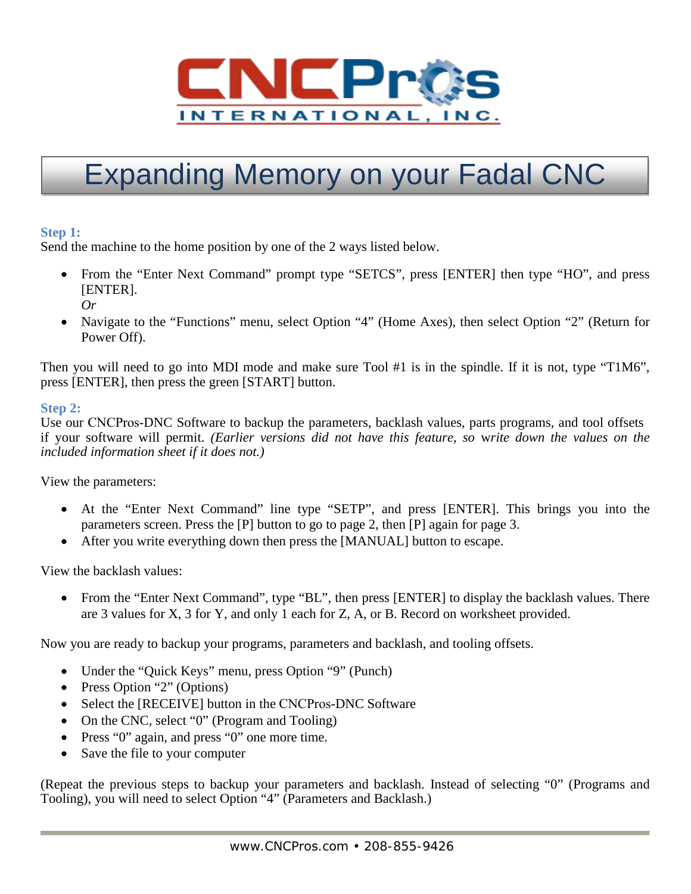# Expanding Memory on your Fadal CNC

### Step 1:

Send the machine to the home position by one of the 2 ways listed below.

- From the "Enter Next Command" prompt type "SETCS", press [ENTER] then type "HO", and press [ENTER].
  *Or*
- Navigate to the "Functions" menu, select Option "4" (Home Axes), then select Option "2" (Return for Power Off).

Then you will need to go into MDI mode and make sure Tool #1 is in the spindle. If it is not, type "T1M6", press [ENTER], then press the green [START] button.

### Step 2:

Use our CNCPros-DNC Software to backup the parameters, backlash values, parts programs, and tool offsets if your software will permit. *(Earlier versions did not have this feature, so write down the values on the included information sheet if it does not.)*

View the parameters:

- At the "Enter Next Command" line type "SETP", and press [ENTER]. This brings you into the parameters screen. Press the [P] button to go to page 2, then [P] again for page 3.
- After you write everything down then press the [MANUAL] button to escape.

View the backlash values:

- From the "Enter Next Command", type "BL", then press [ENTER] to display the backlash values. There are 3 values for X, 3 for Y, and only 1 each for Z, A, or B. Record on worksheet provided.

Now you are ready to backup your programs, parameters and backlash, and tooling offsets.

- Under the "Quick Keys" menu, press Option "9" (Punch)
- Press Option "2" (Options)
- Select the [RECEIVE] button in the CNCPros-DNC Software
- On the CNC, select "0" (Program and Tooling)
- Press "0" again, and press "0" one more time.
- Save the file to your computer

(Repeat the previous steps to backup your parameters and backlash. Instead of selecting "0" (Programs and Tooling), you will need to select Option "4" (Parameters and Backlash.)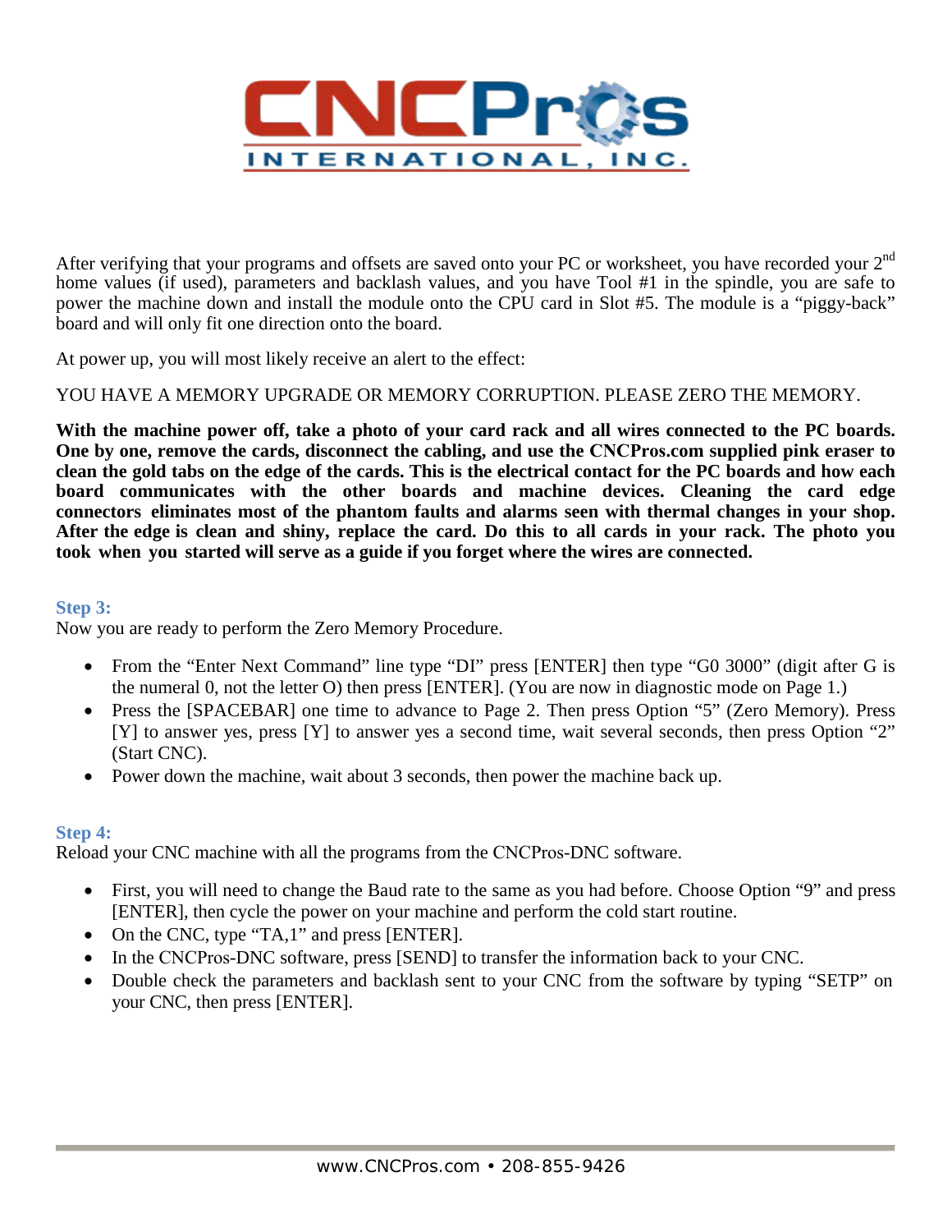After verifying that your programs and offsets are saved onto your PC or worksheet, you have recorded your 2$^{nd}$ home values (if used), parameters and backlash values, and you have Tool #1 in the spindle, you are safe to power the machine down and install the module onto the CPU card in Slot #5. The module is a "piggy-back" board and will only fit one direction onto the board.

At power up, you will most likely receive an alert to the effect:

YOU HAVE A MEMORY UPGRADE OR MEMORY CORRUPTION. PLEASE ZERO THE MEMORY.

**With the machine power off, take a photo of your card rack and all wires connected to the PC boards. One by one, remove the cards, disconnect the cabling, and use the CNCPros.com supplied pink eraser to clean the gold tabs on the edge of the cards. This is the electrical contact for the PC boards and how each board communicates with the other boards and machine devices. Cleaning the card edge connectors eliminates most of the phantom faults and alarms seen with thermal changes in your shop. After the edge is clean and shiny, replace the card. Do this to all cards in your rack. The photo you took when you started will serve as a guide if you forget where the wires are connected.**

### Step 3:

Now you are ready to perform the Zero Memory Procedure.

- From the "Enter Next Command" line type "DI" press [ENTER] then type "G0 3000" (digit after G is the numeral 0, not the letter O) then press [ENTER]. (You are now in diagnostic mode on Page 1.)
- Press the [SPACEBAR] one time to advance to Page 2. Then press Option "5" (Zero Memory). Press [Y] to answer yes, press [Y] to answer yes a second time, wait several seconds, then press Option "2" (Start CNC).
- Power down the machine, wait about 3 seconds, then power the machine back up.

### Step 4:

Reload your CNC machine with all the programs from the CNCPros-DNC software.

- First, you will need to change the Baud rate to the same as you had before. Choose Option "9" and press [ENTER], then cycle the power on your machine and perform the cold start routine.
- On the CNC, type "TA,1" and press [ENTER].
- In the CNCPros-DNC software, press [SEND] to transfer the information back to your CNC.
- Double check the parameters and backlash sent to your CNC from the software by typing "SETP" on your CNC, then press [ENTER].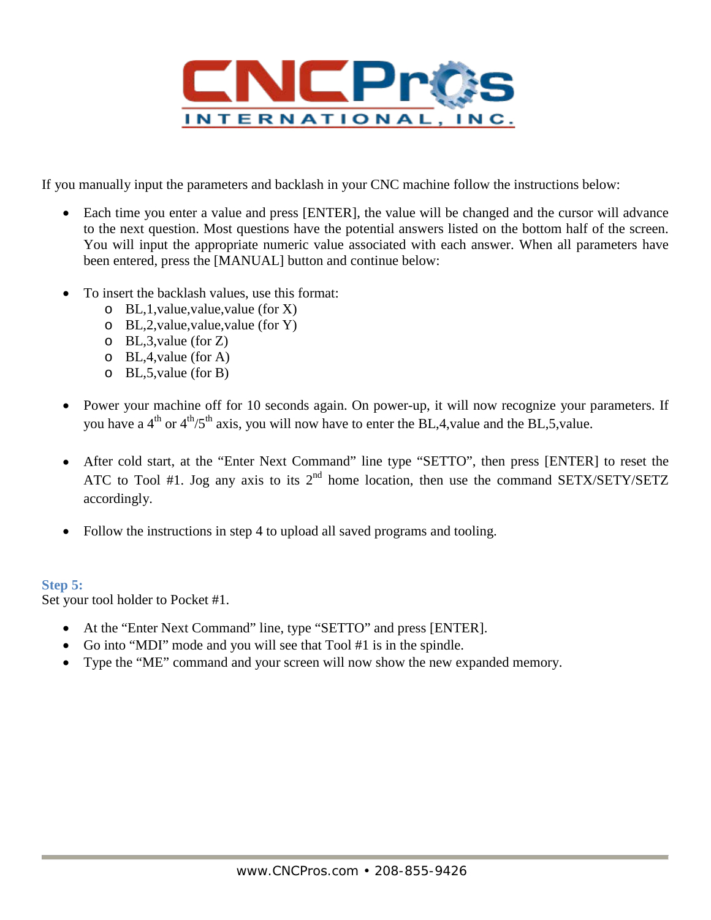If you manually input the parameters and backlash in your CNC machine follow the instructions below:

- Each time you enter a value and press [ENTER], the value will be changed and the cursor will advance to the next question. Most questions have the potential answers listed on the bottom half of the screen. You will input the appropriate numeric value associated with each answer. When all parameters have been entered, press the [MANUAL] button and continue below:

- To insert the backlash values, use this format:
  - BL,1,value,value,value (for X)
  - BL,2,value,value,value (for Y)
  - BL,3,value (for Z)
  - BL,4,value (for A)
  - BL,5,value (for B)

- Power your machine off for 10 seconds again. On power-up, it will now recognize your parameters. If you have a 4th or 4th/5th axis, you will now have to enter the BL,4,value and the BL,5,value.

- After cold start, at the "Enter Next Command" line type "SETTO", then press [ENTER] to reset the ATC to Tool #1. Jog any axis to its 2nd home location, then use the command SETX/SETY/SETZ accordingly.

- Follow the instructions in step 4 to upload all saved programs and tooling.

### Step 5:

Set your tool holder to Pocket #1.

- At the "Enter Next Command" line, type "SETTO" and press [ENTER].
- Go into "MDI" mode and you will see that Tool #1 is in the spindle.
- Type the "ME" command and your screen will now show the new expanded memory.